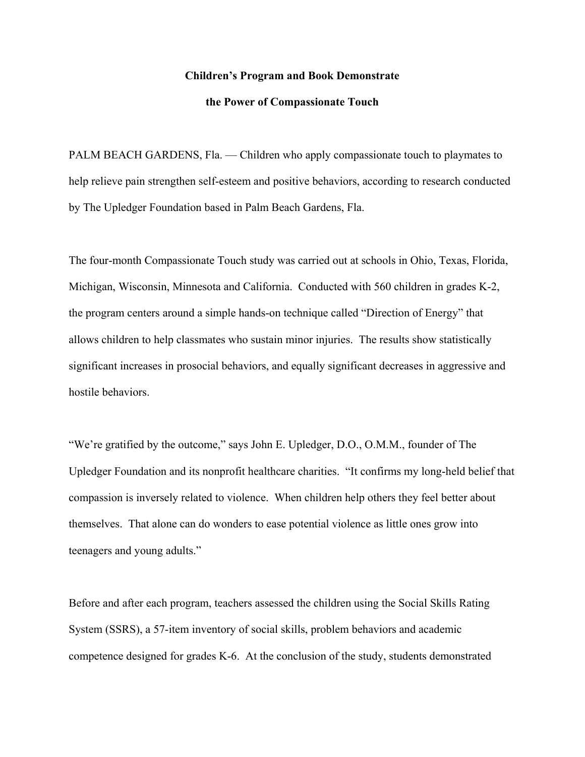**Children's Program and Book Demonstrate**

**the Power of Compassionate Touch**

PALM BEACH GARDENS, Fla. — Children who apply compassionate touch to playmates to help relieve pain strengthen self-esteem and positive behaviors, according to research conducted by The Upledger Foundation based in Palm Beach Gardens, Fla.

The four-month Compassionate Touch study was carried out at schools in Ohio, Texas, Florida, Michigan, Wisconsin, Minnesota and California. Conducted with 560 children in grades K-2, the program centers around a simple hands-on technique called "Direction of Energy" that allows children to help classmates who sustain minor injuries. The results show statistically significant increases in prosocial behaviors, and equally significant decreases in aggressive and hostile behaviors.

"We're gratified by the outcome," says John E. Upledger, D.O., O.M.M., founder of The Upledger Foundation and its nonprofit healthcare charities. "It confirms my long-held belief that compassion is inversely related to violence. When children help others they feel better about themselves. That alone can do wonders to ease potential violence as little ones grow into teenagers and young adults."

Before and after each program, teachers assessed the children using the Social Skills Rating System (SSRS), a 57-item inventory of social skills, problem behaviors and academic competence designed for grades K-6. At the conclusion of the study, students demonstrated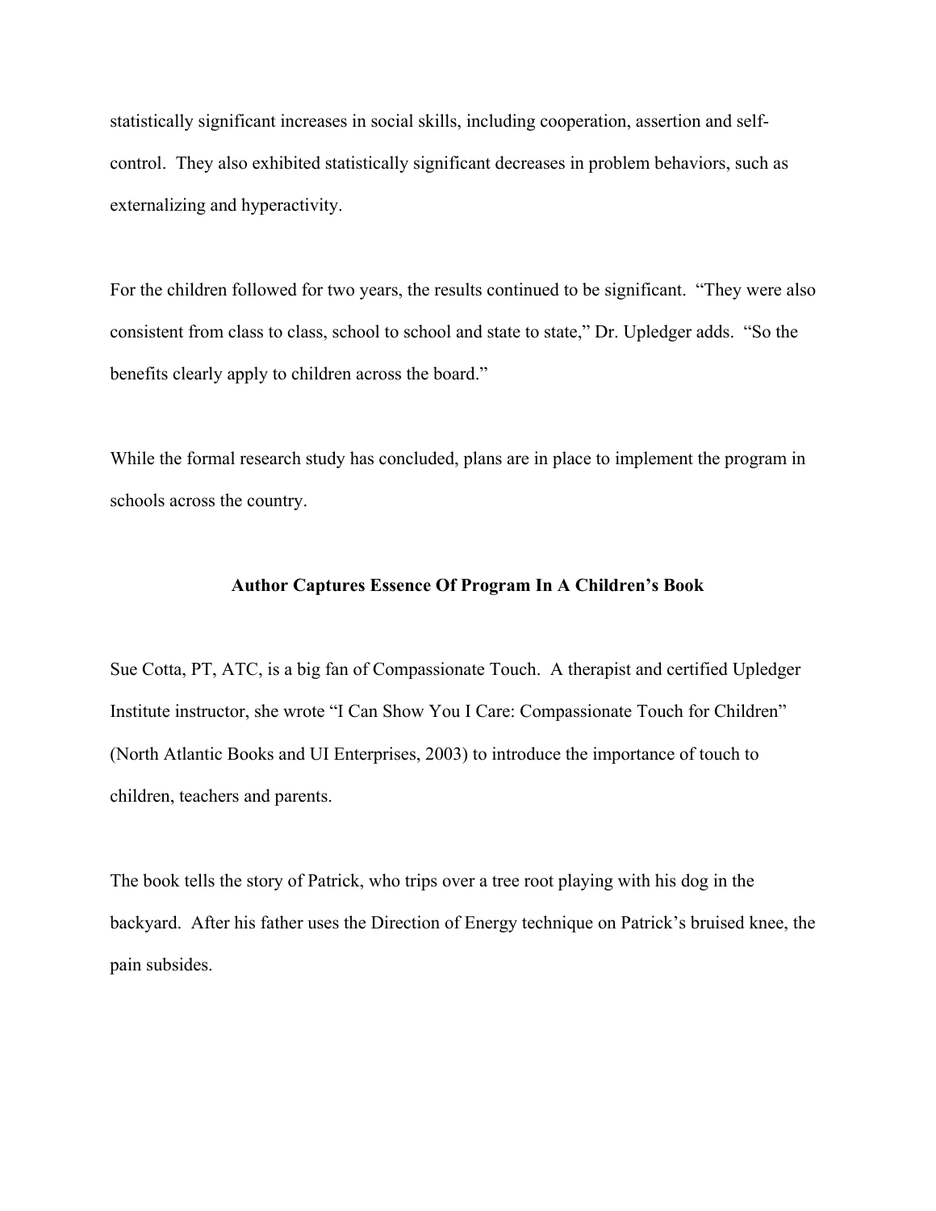statistically significant increases in social skills, including cooperation, assertion and self-control. They also exhibited statistically significant decreases in problem behaviors, such as externalizing and hyperactivity.

For the children followed for two years, the results continued to be significant. "They were also consistent from class to class, school to school and state to state," Dr. Upledger adds. "So the benefits clearly apply to children across the board."

While the formal research study has concluded, plans are in place to implement the program in schools across the country.

## Author Captures Essence Of Program In A Children's Book

Sue Cotta, PT, ATC, is a big fan of Compassionate Touch. A therapist and certified Upledger Institute instructor, she wrote "I Can Show You I Care: Compassionate Touch for Children" (North Atlantic Books and UI Enterprises, 2003) to introduce the importance of touch to children, teachers and parents.

The book tells the story of Patrick, who trips over a tree root playing with his dog in the backyard. After his father uses the Direction of Energy technique on Patrick's bruised knee, the pain subsides.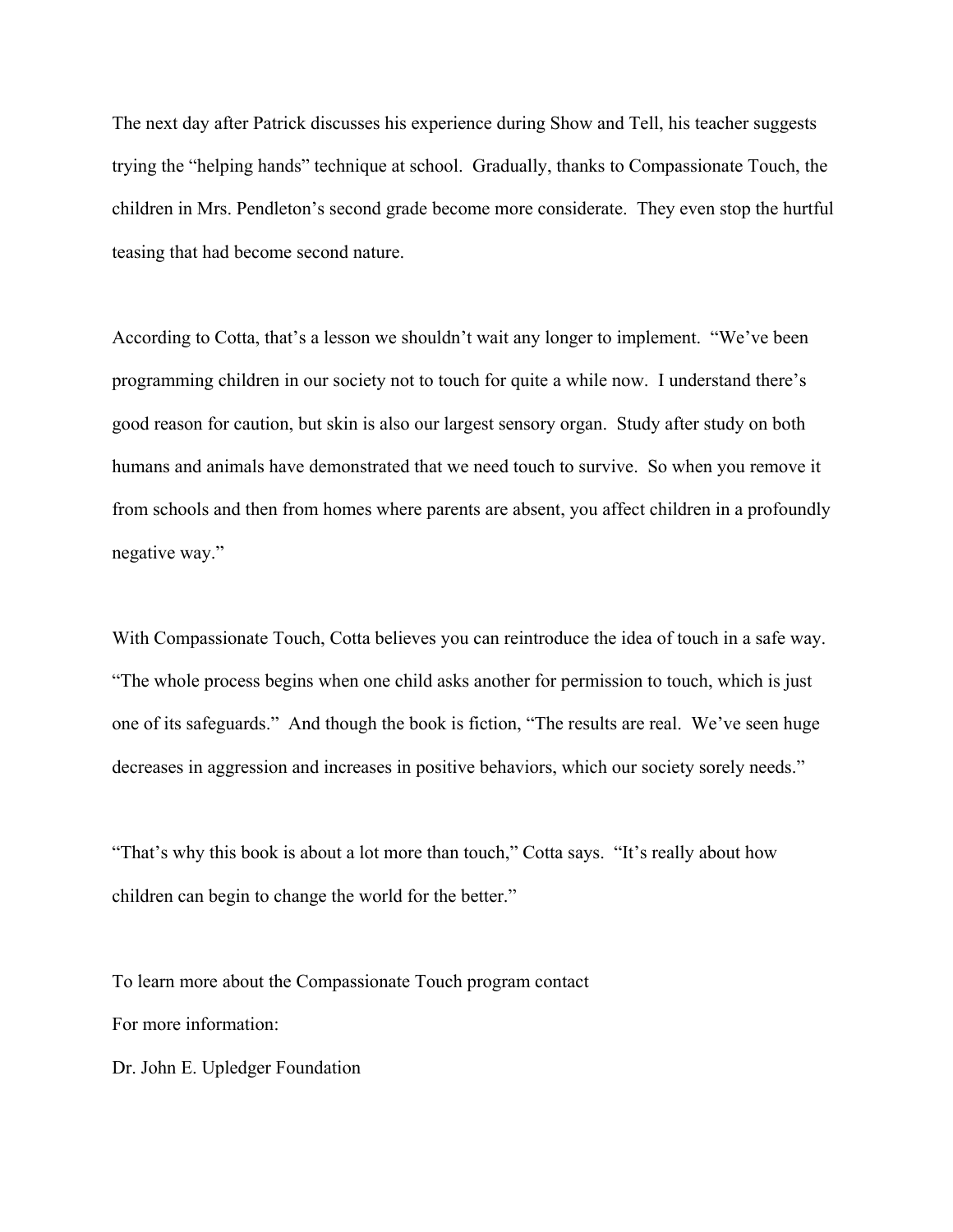The next day after Patrick discusses his experience during Show and Tell, his teacher suggests trying the "helping hands" technique at school. Gradually, thanks to Compassionate Touch, the children in Mrs. Pendleton's second grade become more considerate. They even stop the hurtful teasing that had become second nature.

According to Cotta, that's a lesson we shouldn't wait any longer to implement. "We've been programming children in our society not to touch for quite a while now. I understand there's good reason for caution, but skin is also our largest sensory organ. Study after study on both humans and animals have demonstrated that we need touch to survive. So when you remove it from schools and then from homes where parents are absent, you affect children in a profoundly negative way."

With Compassionate Touch, Cotta believes you can reintroduce the idea of touch in a safe way. "The whole process begins when one child asks another for permission to touch, which is just one of its safeguards." And though the book is fiction, "The results are real. We've seen huge decreases in aggression and increases in positive behaviors, which our society sorely needs."

"That's why this book is about a lot more than touch," Cotta says. "It's really about how children can begin to change the world for the better."

To learn more about the Compassionate Touch program contact

For more information:

Dr. John E. Upledger Foundation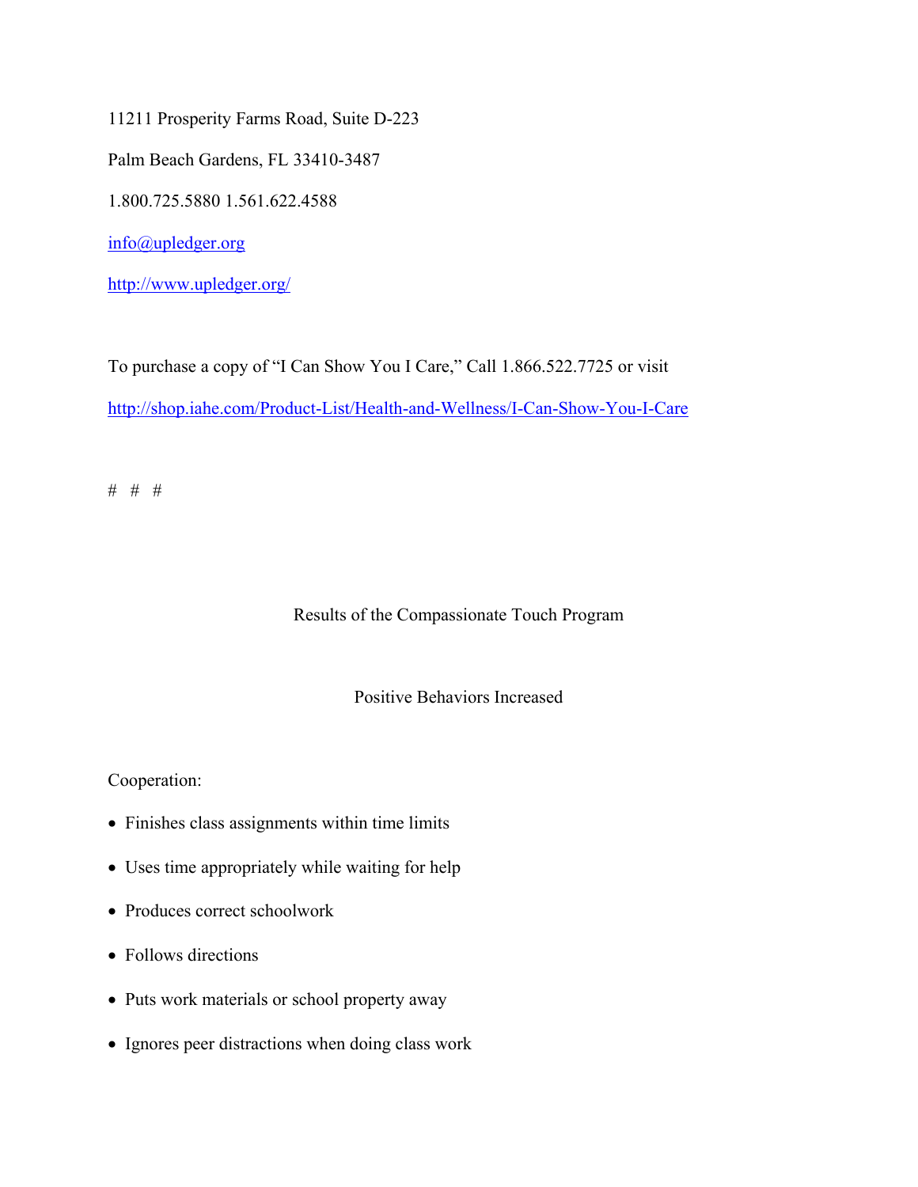11211 Prosperity Farms Road, Suite D-223

Palm Beach Gardens, FL 33410-3487

1.800.725.5880 1.561.622.4588

info@upledger.org

http://www.upledger.org/

To purchase a copy of "I Can Show You I Care," Call 1.866.522.7725 or visit

http://shop.iahe.com/Product-List/Health-and-Wellness/I-Can-Show-You-I-Care

# # #

## Results of the Compassionate Touch Program

### Positive Behaviors Increased

Cooperation:

- Finishes class assignments within time limits
- Uses time appropriately while waiting for help
- Produces correct schoolwork
- Follows directions
- Puts work materials or school property away
- Ignores peer distractions when doing class work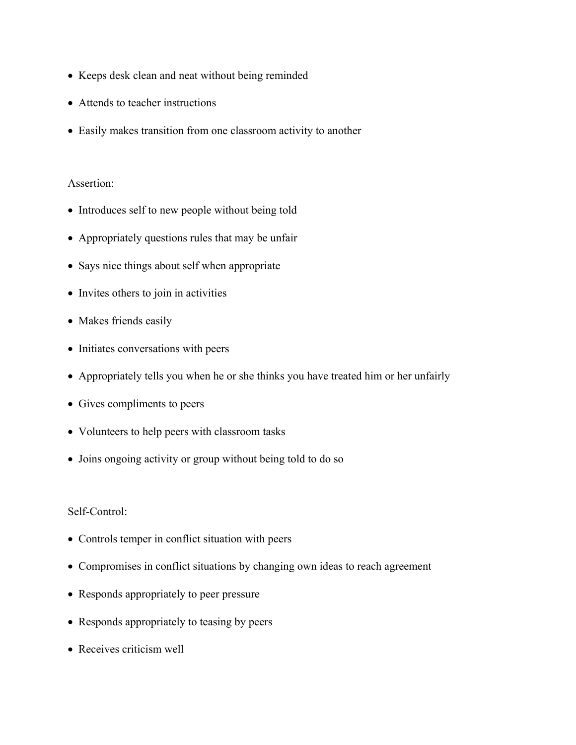- Keeps desk clean and neat without being reminded
- Attends to teacher instructions
- Easily makes transition from one classroom activity to another

Assertion:

- Introduces self to new people without being told
- Appropriately questions rules that may be unfair
- Says nice things about self when appropriate
- Invites others to join in activities
- Makes friends easily
- Initiates conversations with peers
- Appropriately tells you when he or she thinks you have treated him or her unfairly
- Gives compliments to peers
- Volunteers to help peers with classroom tasks
- Joins ongoing activity or group without being told to do so

Self-Control:

- Controls temper in conflict situation with peers
- Compromises in conflict situations by changing own ideas to reach agreement
- Responds appropriately to peer pressure
- Responds appropriately to teasing by peers
- Receives criticism well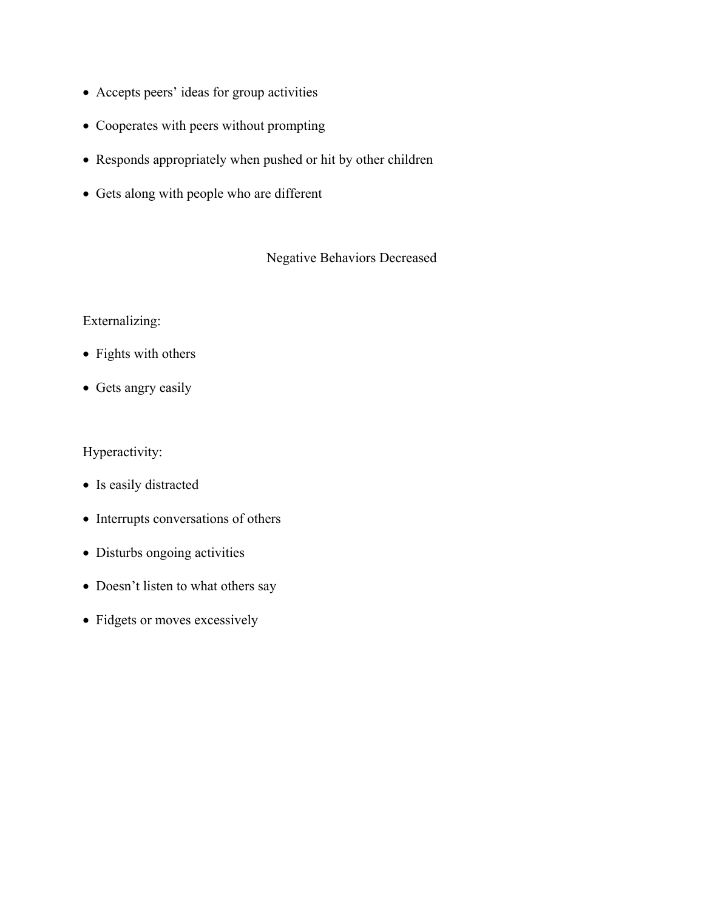- Accepts peers' ideas for group activities
- Cooperates with peers without prompting
- Responds appropriately when pushed or hit by other children
- Gets along with people who are different

## Negative Behaviors Decreased

Externalizing:

- Fights with others
- Gets angry easily

Hyperactivity:

- Is easily distracted
- Interrupts conversations of others
- Disturbs ongoing activities
- Doesn't listen to what others say
- Fidgets or moves excessively